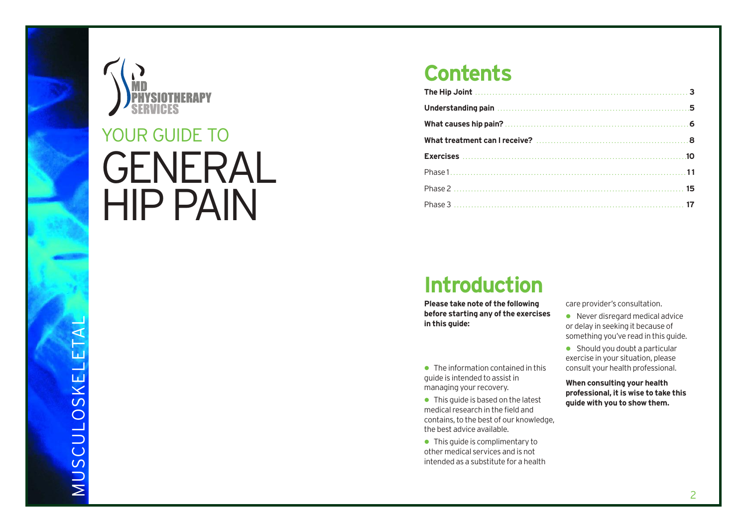MD PHYSIOTHERAPY SERVICES

# YOUR GUIDE TO GENERAL HIP PAIN

MUSCULOSKELETAL

## Contents

| | |
|---|---|
| **The Hip Joint** | **3** |
| **Understanding pain** | **5** |
| **What causes hip pain?** | **6** |
| **What treatment can I receive?** | **8** |
| **Exercises** | **10** |
| Phase 1 | **11** |
| Phase 2 | **15** |
| Phase 3 | **17** |

## Introduction

**Please take note of the following before starting any of the exercises in this guide:**

- The information contained in this guide is intended to assist in managing your recovery.
- This guide is based on the latest medical research in the field and contains, to the best of our knowledge, the best advice available.
- This guide is complimentary to other medical services and is not intended as a substitute for a health care provider's consultation.
- Never disregard medical advice or delay in seeking it because of something you've read in this guide.
- Should you doubt a particular exercise in your situation, please consult your health professional.

**When consulting your health professional, it is wise to take this guide with you to show them.**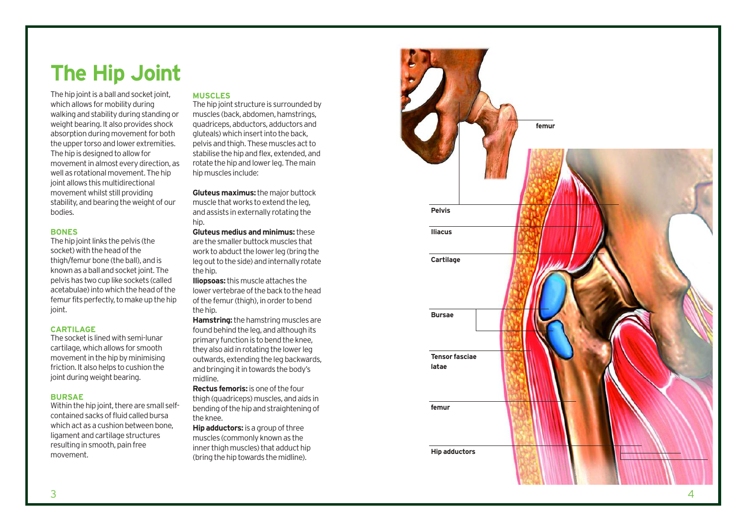# The Hip Joint

The hip joint is a ball and socket joint, which allows for mobility during walking and stability during standing or weight bearing. It also provides shock absorption during movement for both the upper torso and lower extremities. The hip is designed to allow for movement in almost every direction, as well as rotational movement. The hip joint allows this multidirectional movement whilst still providing stability, and bearing the weight of our bodies.

### BONES

The hip joint links the pelvis (the socket) with the head of the thigh/femur bone (the ball), and is known as a ball and socket joint. The pelvis has two cup like sockets (called acetabulae) into which the head of the femur fits perfectly, to make up the hip joint.

### CARTILAGE

The socket is lined with semi-lunar cartilage, which allows for smooth movement in the hip by minimising friction. It also helps to cushion the joint during weight bearing.

### BURSAE

Within the hip joint, there are small self-contained sacks of fluid called bursa which act as a cushion between bone, ligament and cartilage structures resulting in smooth, pain free movement.

### MUSCLES

The hip joint structure is surrounded by muscles (back, abdomen, hamstrings, quadriceps, abductors, adductors and gluteals) which insert into the back, pelvis and thigh. These muscles act to stabilise the hip and flex, extended, and rotate the hip and lower leg. The main hip muscles include:

**Gluteus maximus:** the major buttock muscle that works to extend the leg, and assists in externally rotating the hip.

**Gluteus medius and minimus:** these are the smaller buttock muscles that work to abduct the lower leg (bring the leg out to the side) and internally rotate the hip.

**Iliopsoas:** this muscle attaches the lower vertebrae of the back to the head of the femur (thigh), in order to bend the hip.

**Hamstring:** the hamstring muscles are found behind the leg, and although its primary function is to bend the knee, they also aid in rotating the lower leg outwards, extending the leg backwards, and bringing it in towards the body's midline.

**Rectus femoris:** is one of the four thigh (quadriceps) muscles, and aids in bending of the hip and straightening of the knee.

**Hip adductors:** is a group of three muscles (commonly known as the inner thigh muscles) that adduct hip (bring the hip towards the midline).

femur

Pelvis

Iliacus

Cartilage

Bursae

Tensor fasciae latae

femur

Hip adductors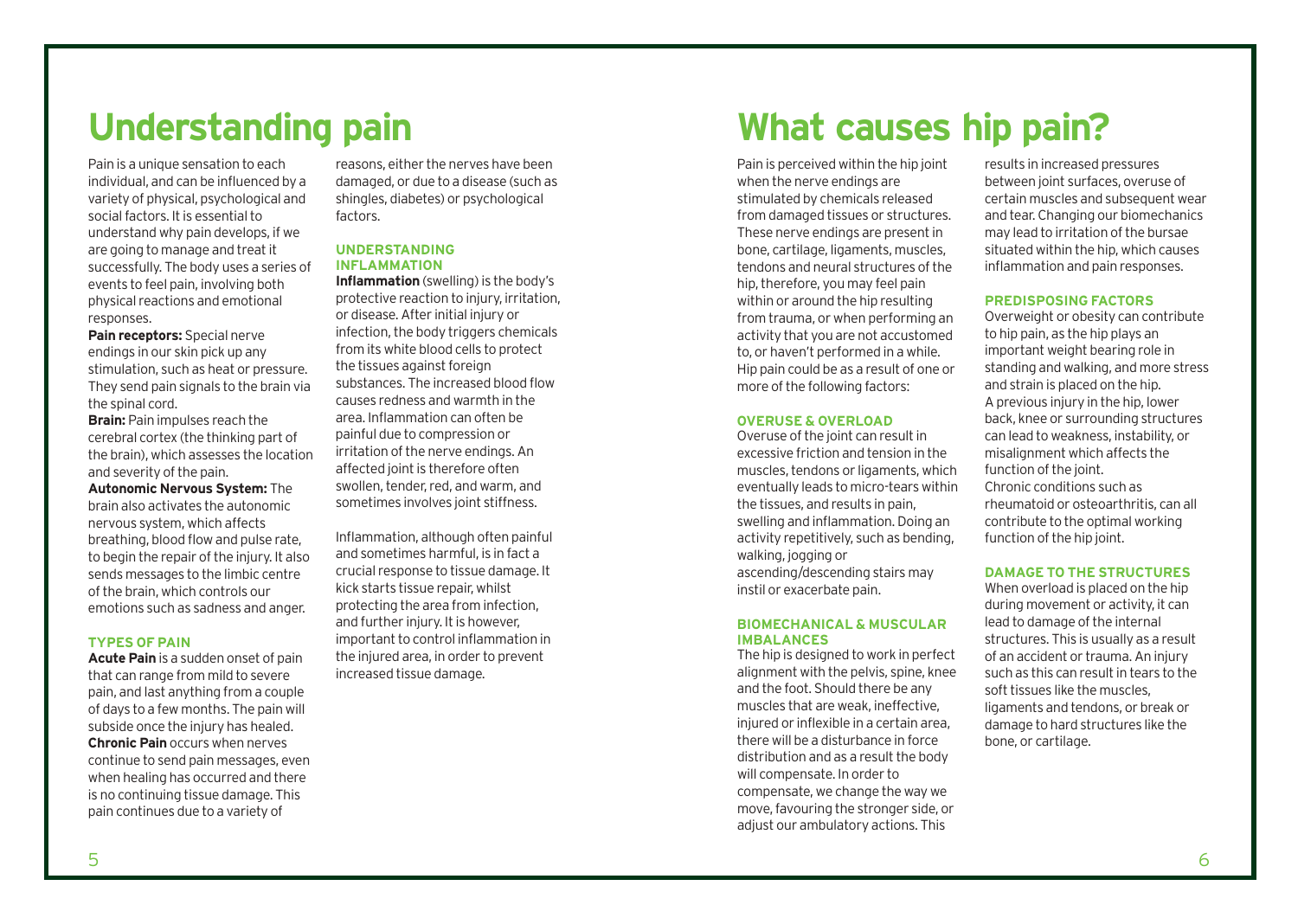# Understanding pain

Pain is a unique sensation to each individual, and can be influenced by a variety of physical, psychological and social factors. It is essential to understand why pain develops, if we are going to manage and treat it successfully. The body uses a series of events to feel pain, involving both physical reactions and emotional responses.

**Pain receptors:** Special nerve endings in our skin pick up any stimulation, such as heat or pressure. They send pain signals to the brain via the spinal cord.

**Brain:** Pain impulses reach the cerebral cortex (the thinking part of the brain), which assesses the location and severity of the pain.

**Autonomic Nervous System:** The brain also activates the autonomic nervous system, which affects breathing, blood flow and pulse rate, to begin the repair of the injury. It also sends messages to the limbic centre of the brain, which controls our emotions such as sadness and anger.

### TYPES OF PAIN

**Acute Pain** is a sudden onset of pain that can range from mild to severe pain, and last anything from a couple of days to a few months. The pain will subside once the injury has healed.

**Chronic Pain** occurs when nerves continue to send pain messages, even when healing has occurred and there is no continuing tissue damage. This pain continues due to a variety of reasons, either the nerves have been damaged, or due to a disease (such as shingles, diabetes) or psychological factors.

### UNDERSTANDING INFLAMMATION

**Inflammation** (swelling) is the body's protective reaction to injury, irritation, or disease. After initial injury or infection, the body triggers chemicals from its white blood cells to protect the tissues against foreign substances. The increased blood flow causes redness and warmth in the area. Inflammation can often be painful due to compression or irritation of the nerve endings. An affected joint is therefore often swollen, tender, red, and warm, and sometimes involves joint stiffness.

Inflammation, although often painful and sometimes harmful, is in fact a crucial response to tissue damage. It kick starts tissue repair, whilst protecting the area from infection, and further injury. It is however, important to control inflammation in the injured area, in order to prevent increased tissue damage.

# What causes hip pain?

Pain is perceived within the hip joint when the nerve endings are stimulated by chemicals released from damaged tissues or structures. These nerve endings are present in bone, cartilage, ligaments, muscles, tendons and neural structures of the hip, therefore, you may feel pain within or around the hip resulting from trauma, or when performing an activity that you are not accustomed to, or haven't performed in a while. Hip pain could be as a result of one or more of the following factors:

### OVERUSE & OVERLOAD

Overuse of the joint can result in excessive friction and tension in the muscles, tendons or ligaments, which eventually leads to micro-tears within the tissues, and results in pain, swelling and inflammation. Doing an activity repetitively, such as bending, walking, jogging or ascending/descending stairs may instil or exacerbate pain.

### BIOMECHANICAL & MUSCULAR IMBALANCES

The hip is designed to work in perfect alignment with the pelvis, spine, knee and the foot. Should there be any muscles that are weak, ineffective, injured or inflexible in a certain area, there will be a disturbance in force distribution and as a result the body will compensate. In order to compensate, we change the way we move, favouring the stronger side, or adjust our ambulatory actions. This results in increased pressures between joint surfaces, overuse of certain muscles and subsequent wear and tear. Changing our biomechanics may lead to irritation of the bursae situated within the hip, which causes inflammation and pain responses.

### PREDISPOSING FACTORS

Overweight or obesity can contribute to hip pain, as the hip plays an important weight bearing role in standing and walking, and more stress and strain is placed on the hip.

A previous injury in the hip, lower back, knee or surrounding structures can lead to weakness, instability, or misalignment which affects the function of the joint.

Chronic conditions such as rheumatoid or osteoarthritis, can all contribute to the optimal working function of the hip joint.

### DAMAGE TO THE STRUCTURES

When overload is placed on the hip during movement or activity, it can lead to damage of the internal structures. This is usually as a result of an accident or trauma. An injury such as this can result in tears to the soft tissues like the muscles, ligaments and tendons, or break or damage to hard structures like the bone, or cartilage.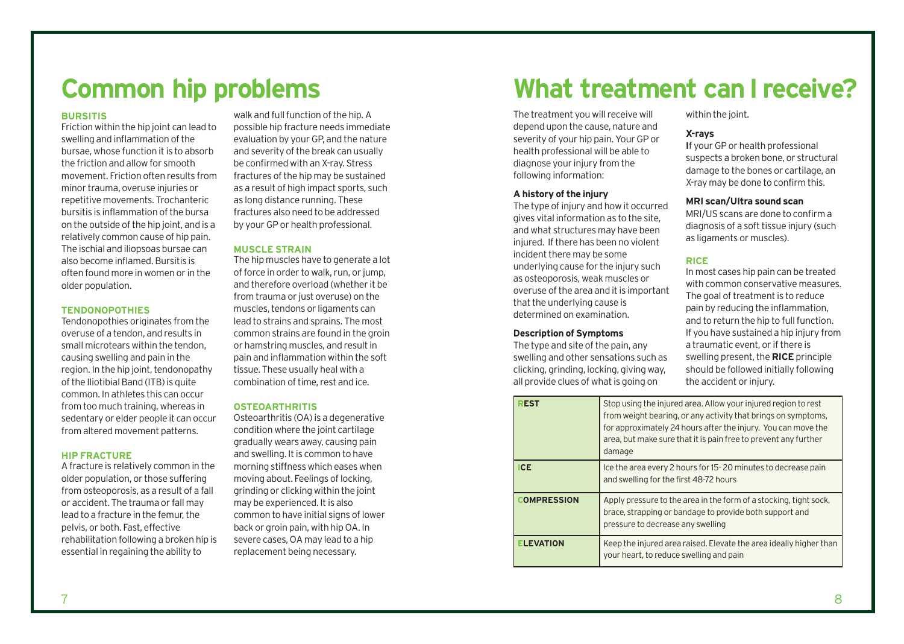# Common hip problems

### BURSITIS

Friction within the hip joint can lead to swelling and inflammation of the bursae, whose function it is to absorb the friction and allow for smooth movement. Friction often results from minor trauma, overuse injuries or repetitive movements. Trochanteric bursitis is inflammation of the bursa on the outside of the hip joint, and is a relatively common cause of hip pain. The ischial and iliopsoas bursae can also become inflamed. Bursitis is often found more in women or in the older population.

### TENDONOPOTHIES

Tendonopothies originates from the overuse of a tendon, and results in small microtears within the tendon, causing swelling and pain in the region. In the hip joint, tendonopathy of the Iliotibial Band (ITB) is quite common. In athletes this can occur from too much training, whereas in sedentary or elder people it can occur from altered movement patterns.

### HIP FRACTURE

A fracture is relatively common in the older population, or those suffering from osteoporosis, as a result of a fall or accident. The trauma or fall may lead to a fracture in the femur, the pelvis, or both. Fast, effective rehabilitation following a broken hip is essential in regaining the ability to walk and full function of the hip. A possible hip fracture needs immediate evaluation by your GP, and the nature and severity of the break can usually be confirmed with an X-ray. Stress fractures of the hip may be sustained as a result of high impact sports, such as long distance running. These fractures also need to be addressed by your GP or health professional.

### MUSCLE STRAIN

The hip muscles have to generate a lot of force in order to walk, run, or jump, and therefore overload (whether it be from trauma or just overuse) on the muscles, tendons or ligaments can lead to strains and sprains. The most common strains are found in the groin or hamstring muscles, and result in pain and inflammation within the soft tissue. These usually heal with a combination of time, rest and ice.

### OSTEOARTHRITIS

Osteoarthritis (OA) is a degenerative condition where the joint cartilage gradually wears away, causing pain and swelling. It is common to have morning stiffness which eases when moving about. Feelings of locking, grinding or clicking within the joint may be experienced. It is also common to have initial signs of lower back or groin pain, with hip OA. In severe cases, OA may lead to a hip replacement being necessary.

# What treatment can I receive?

The treatment you will receive will depend upon the cause, nature and severity of your hip pain. Your GP or health professional will be able to diagnose your injury from the following information:

**A history of the injury**

The type of injury and how it occurred gives vital information as to the site, and what structures may have been injured. If there has been no violent incident there may be some underlying cause for the injury such as osteoporosis, weak muscles or overuse of the area and it is important that the underlying cause is determined on examination.

**Description of Symptoms**

The type and site of the pain, any swelling and other sensations such as clicking, grinding, locking, giving way, all provide clues of what is going on within the joint.

**X-rays**

If your GP or health professional suspects a broken bone, or structural damage to the bones or cartilage, an X-ray may be done to confirm this.

**MRI scan/Ultra sound scan**

MRI/US scans are done to confirm a diagnosis of a soft tissue injury (such as ligaments or muscles).

### RICE

In most cases hip pain can be treated with common conservative measures. The goal of treatment is to reduce pain by reducing the inflammation, and to return the hip to full function. If you have sustained a hip injury from a traumatic event, or if there is swelling present, the **RICE** principle should be followed initially following the accident or injury.

| | |
|---|---|
| **REST** | Stop using the injured area. Allow your injured region to rest from weight bearing, or any activity that brings on symptoms, for approximately 24 hours after the injury. You can move the area, but make sure that it is pain free to prevent any further damage |
| **ICE** | Ice the area every 2 hours for 15- 20 minutes to decrease pain and swelling for the first 48-72 hours |
| **COMPRESSION** | Apply pressure to the area in the form of a stocking, tight sock, brace, strapping or bandage to provide both support and pressure to decrease any swelling |
| **ELEVATION** | Keep the injured area raised. Elevate the area ideally higher than your heart, to reduce swelling and pain |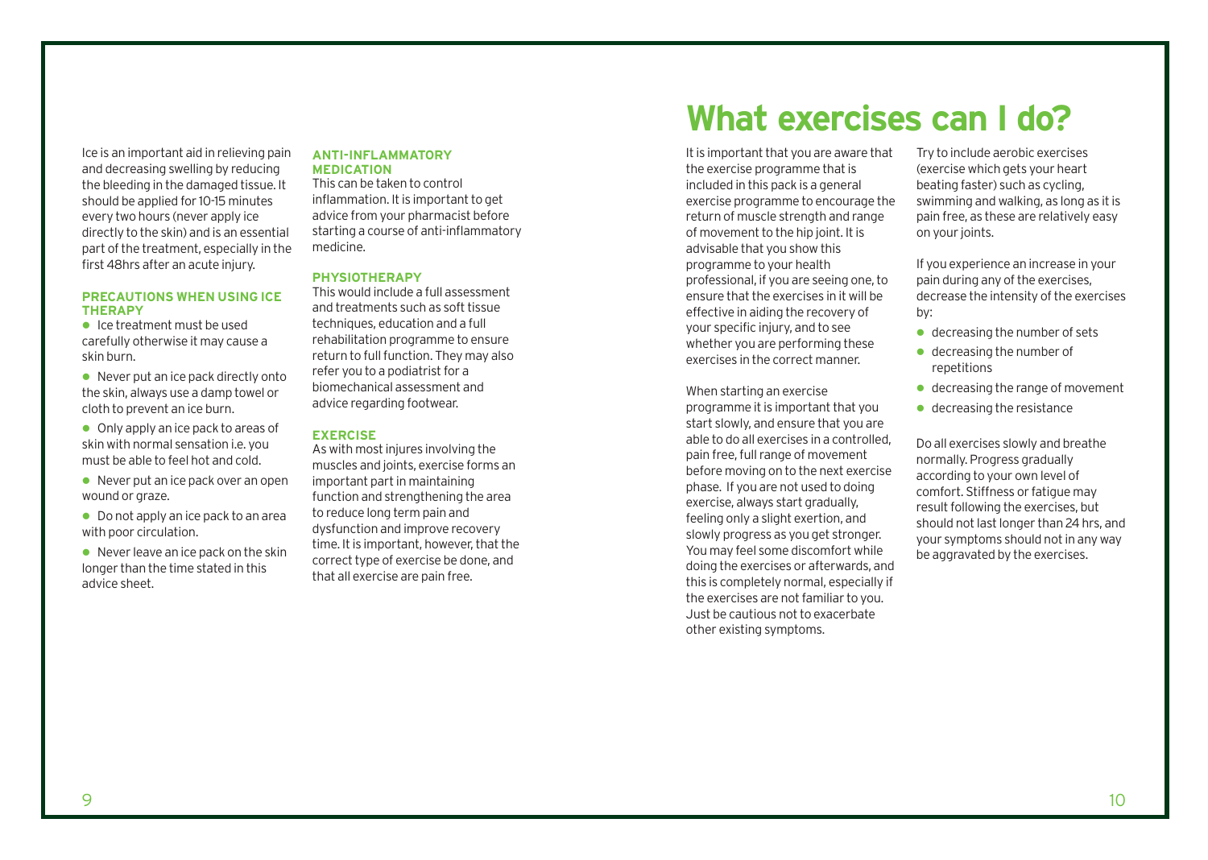Ice is an important aid in relieving pain and decreasing swelling by reducing the bleeding in the damaged tissue. It should be applied for 10-15 minutes every two hours (never apply ice directly to the skin) and is an essential part of the treatment, especially in the first 48hrs after an acute injury.

### PRECAUTIONS WHEN USING ICE THERAPY

- Ice treatment must be used carefully otherwise it may cause a skin burn.
- Never put an ice pack directly onto the skin, always use a damp towel or cloth to prevent an ice burn.
- Only apply an ice pack to areas of skin with normal sensation i.e. you must be able to feel hot and cold.
- Never put an ice pack over an open wound or graze.
- Do not apply an ice pack to an area with poor circulation.
- Never leave an ice pack on the skin longer than the time stated in this advice sheet.

### ANTI-INFLAMMATORY MEDICATION

This can be taken to control inflammation. It is important to get advice from your pharmacist before starting a course of anti-inflammatory medicine.

### PHYSIOTHERAPY

This would include a full assessment and treatments such as soft tissue techniques, education and a full rehabilitation programme to ensure return to full function. They may also refer you to a podiatrist for a biomechanical assessment and advice regarding footwear.

### EXERCISE

As with most injures involving the muscles and joints, exercise forms an important part in maintaining function and strengthening the area to reduce long term pain and dysfunction and improve recovery time. It is important, however, that the correct type of exercise be done, and that all exercise are pain free.

# What exercises can I do?

It is important that you are aware that the exercise programme that is included in this pack is a general exercise programme to encourage the return of muscle strength and range of movement to the hip joint. It is advisable that you show this programme to your health professional, if you are seeing one, to ensure that the exercises in it will be effective in aiding the recovery of your specific injury, and to see whether you are performing these exercises in the correct manner.

When starting an exercise programme it is important that you start slowly, and ensure that you are able to do all exercises in a controlled, pain free, full range of movement before moving on to the next exercise phase. If you are not used to doing exercise, always start gradually, feeling only a slight exertion, and slowly progress as you get stronger. You may feel some discomfort while doing the exercises or afterwards, and this is completely normal, especially if the exercises are not familiar to you. Just be cautious not to exacerbate other existing symptoms.

Try to include aerobic exercises (exercise which gets your heart beating faster) such as cycling, swimming and walking, as long as it is pain free, as these are relatively easy on your joints.

If you experience an increase in your pain during any of the exercises, decrease the intensity of the exercises by:

- decreasing the number of sets
- decreasing the number of repetitions
- decreasing the range of movement
- decreasing the resistance

Do all exercises slowly and breathe normally. Progress gradually according to your own level of comfort. Stiffness or fatigue may result following the exercises, but should not last longer than 24 hrs, and your symptoms should not in any way be aggravated by the exercises.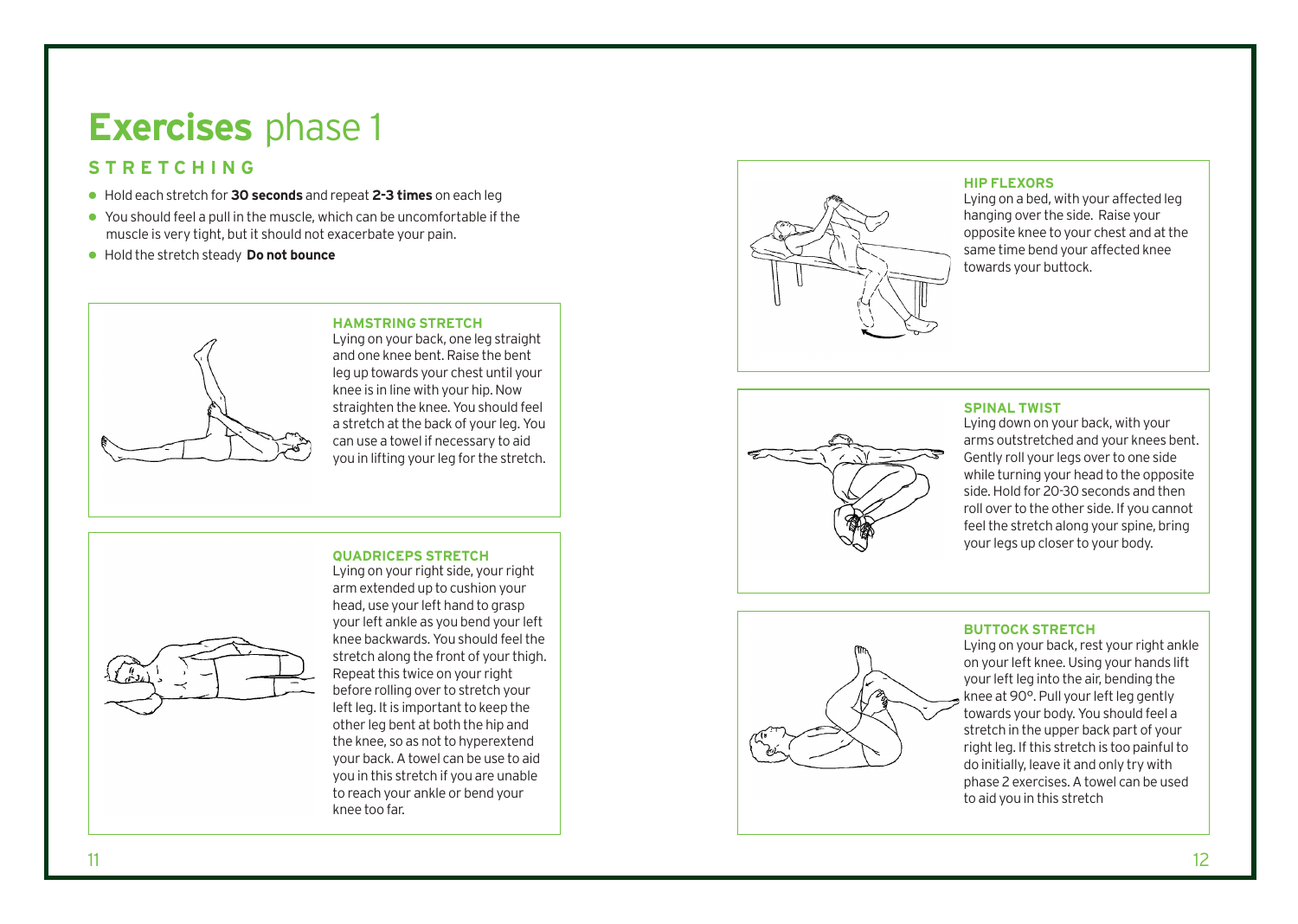# **Exercises** phase 1

## STRETCHING

- Hold each stretch for **30 seconds** and repeat **2-3 times** on each leg
- You should feel a pull in the muscle, which can be uncomfortable if the muscle is very tight, but it should not exacerbate your pain.
- Hold the stretch steady **Do not bounce**

### HAMSTRING STRETCH

Lying on your back, one leg straight and one knee bent. Raise the bent leg up towards your chest until your knee is in line with your hip. Now straighten the knee. You should feel a stretch at the back of your leg. You can use a towel if necessary to aid you in lifting your leg for the stretch.

### QUADRICEPS STRETCH

Lying on your right side, your right arm extended up to cushion your head, use your left hand to grasp your left ankle as you bend your left knee backwards. You should feel the stretch along the front of your thigh. Repeat this twice on your right before rolling over to stretch your left leg. It is important to keep the other leg bent at both the hip and the knee, so as not to hyperextend your back. A towel can be use to aid you in this stretch if you are unable to reach your ankle or bend your knee too far.

### HIP FLEXORS

Lying on a bed, with your affected leg hanging over the side. Raise your opposite knee to your chest and at the same time bend your affected knee towards your buttock.

### SPINAL TWIST

Lying down on your back, with your arms outstretched and your knees bent. Gently roll your legs over to one side while turning your head to the opposite side. Hold for 20-30 seconds and then roll over to the other side. If you cannot feel the stretch along your spine, bring your legs up closer to your body.

### BUTTOCK STRETCH

Lying on your back, rest your right ankle on your left knee. Using your hands lift your left leg into the air, bending the knee at 90°. Pull your left leg gently towards your body. You should feel a stretch in the upper back part of your right leg. If this stretch is too painful to do initially, leave it and only try with phase 2 exercises. A towel can be used to aid you in this stretch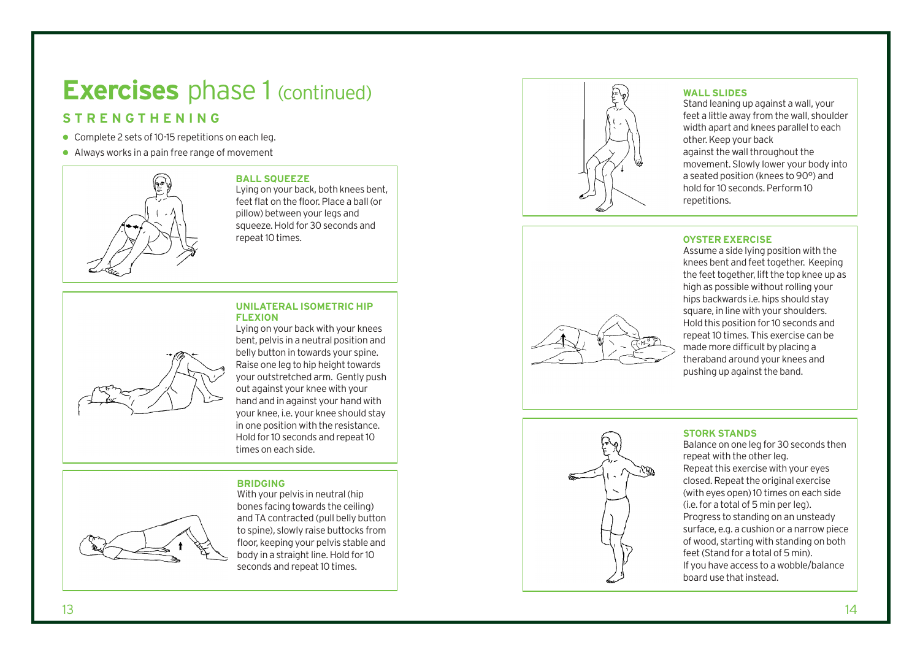# **Exercises** phase 1 (continued)

## STRENGTHENING

- Complete 2 sets of 10-15 repetitions on each leg.
- Always works in a pain free range of movement

### BALL SQUEEZE

Lying on your back, both knees bent, feet flat on the floor. Place a ball (or pillow) between your legs and squeeze. Hold for 30 seconds and repeat 10 times.

### UNILATERAL ISOMETRIC HIP FLEXION

Lying on your back with your knees bent, pelvis in a neutral position and belly button in towards your spine. Raise one leg to hip height towards your outstretched arm. Gently push out against your knee with your hand and in against your hand with your knee, i.e. your knee should stay in one position with the resistance. Hold for 10 seconds and repeat 10 times on each side.

### BRIDGING

With your pelvis in neutral (hip bones facing towards the ceiling) and TA contracted (pull belly button to spine), slowly raise buttocks from floor, keeping your pelvis stable and body in a straight line. Hold for 10 seconds and repeat 10 times.

### WALL SLIDES

Stand leaning up against a wall, your feet a little away from the wall, shoulder width apart and knees parallel to each other. Keep your back against the wall throughout the movement. Slowly lower your body into a seated position (knees to 90°) and hold for 10 seconds. Perform 10 repetitions.

### OYSTER EXERCISE

Assume a side lying position with the knees bent and feet together. Keeping the feet together, lift the top knee up as high as possible without rolling your hips backwards i.e. hips should stay square, in line with your shoulders. Hold this position for 10 seconds and repeat 10 times. This exercise can be made more difficult by placing a theraband around your knees and pushing up against the band.

### STORK STANDS

Balance on one leg for 30 seconds then repeat with the other leg.
Repeat this exercise with your eyes closed. Repeat the original exercise (with eyes open) 10 times on each side (i.e. for a total of 5 min per leg).
Progress to standing on an unsteady surface, e.g. a cushion or a narrow piece of wood, starting with standing on both feet (Stand for a total of 5 min).
If you have access to a wobble/balance board use that instead.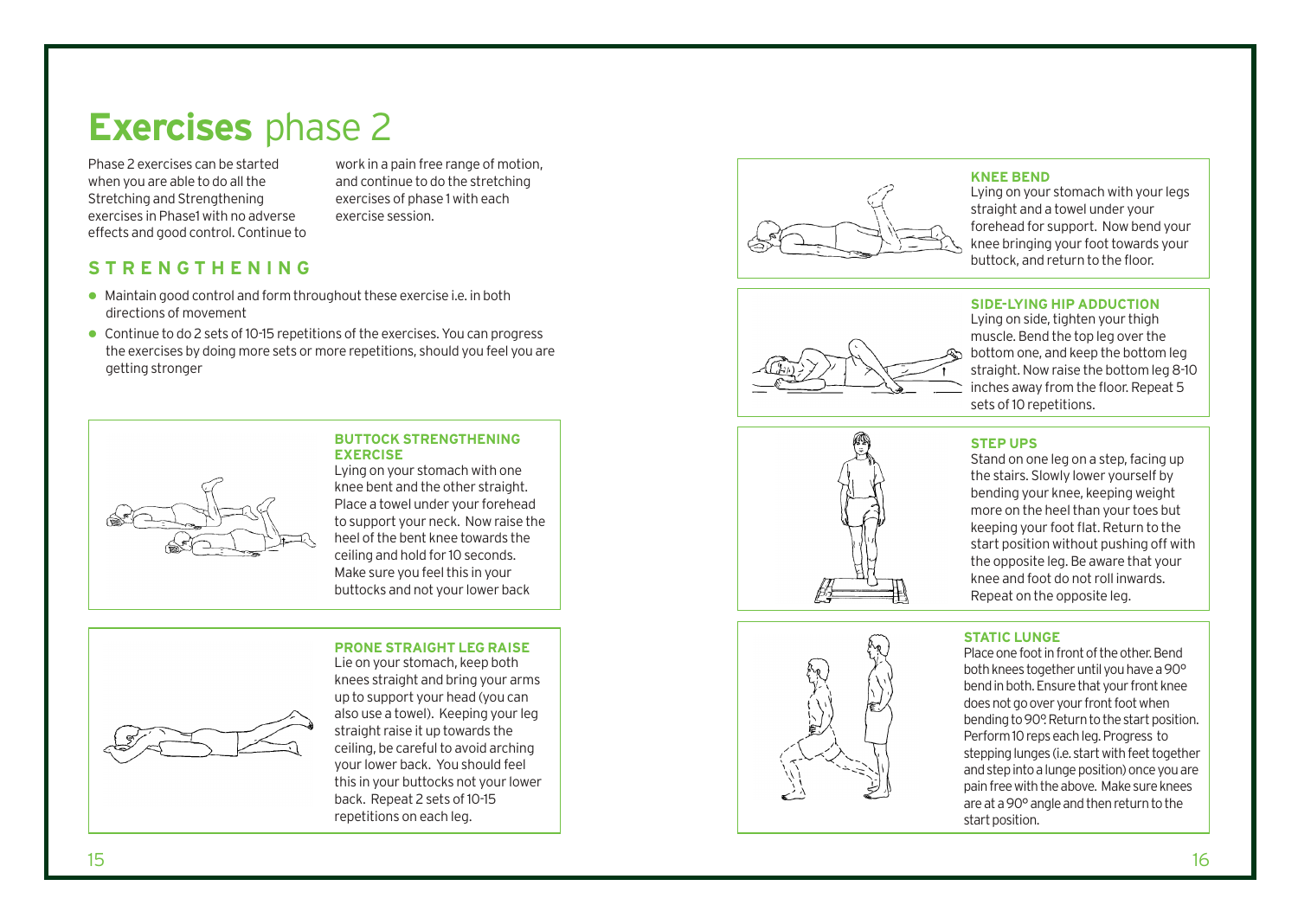# **Exercises** phase 2

Phase 2 exercises can be started when you are able to do all the Stretching and Strengthening exercises in Phase1 with no adverse effects and good control. Continue to work in a pain free range of motion, and continue to do the stretching exercises of phase 1 with each exercise session.

## STRENGTHENING

- Maintain good control and form throughout these exercise i.e. in both directions of movement
- Continue to do 2 sets of 10-15 repetitions of the exercises. You can progress the exercises by doing more sets or more repetitions, should you feel you are getting stronger

### BUTTOCK STRENGTHENING EXERCISE

Lying on your stomach with one knee bent and the other straight. Place a towel under your forehead to support your neck. Now raise the heel of the bent knee towards the ceiling and hold for 10 seconds. Make sure you feel this in your buttocks and not your lower back

### PRONE STRAIGHT LEG RAISE

Lie on your stomach, keep both knees straight and bring your arms up to support your head (you can also use a towel). Keeping your leg straight raise it up towards the ceiling, be careful to avoid arching your lower back. You should feel this in your buttocks not your lower back. Repeat 2 sets of 10-15 repetitions on each leg.

### KNEE BEND

Lying on your stomach with your legs straight and a towel under your forehead for support. Now bend your knee bringing your foot towards your buttock, and return to the floor.

### SIDE-LYING HIP ADDUCTION

Lying on side, tighten your thigh muscle. Bend the top leg over the bottom one, and keep the bottom leg straight. Now raise the bottom leg 8-10 inches away from the floor. Repeat 5 sets of 10 repetitions.

### STEP UPS

Stand on one leg on a step, facing up the stairs. Slowly lower yourself by bending your knee, keeping weight more on the heel than your toes but keeping your foot flat. Return to the start position without pushing off with the opposite leg. Be aware that your knee and foot do not roll inwards. Repeat on the opposite leg.

### STATIC LUNGE

Place one foot in front of the other. Bend both knees together until you have a 90° bend in both. Ensure that your front knee does not go over your front foot when bending to 90°. Return to the start position. Perform 10 reps each leg. Progress to stepping lunges (i.e. start with feet together and step into a lunge position) once you are pain free with the above. Make sure knees are at a 90° angle and then return to the start position.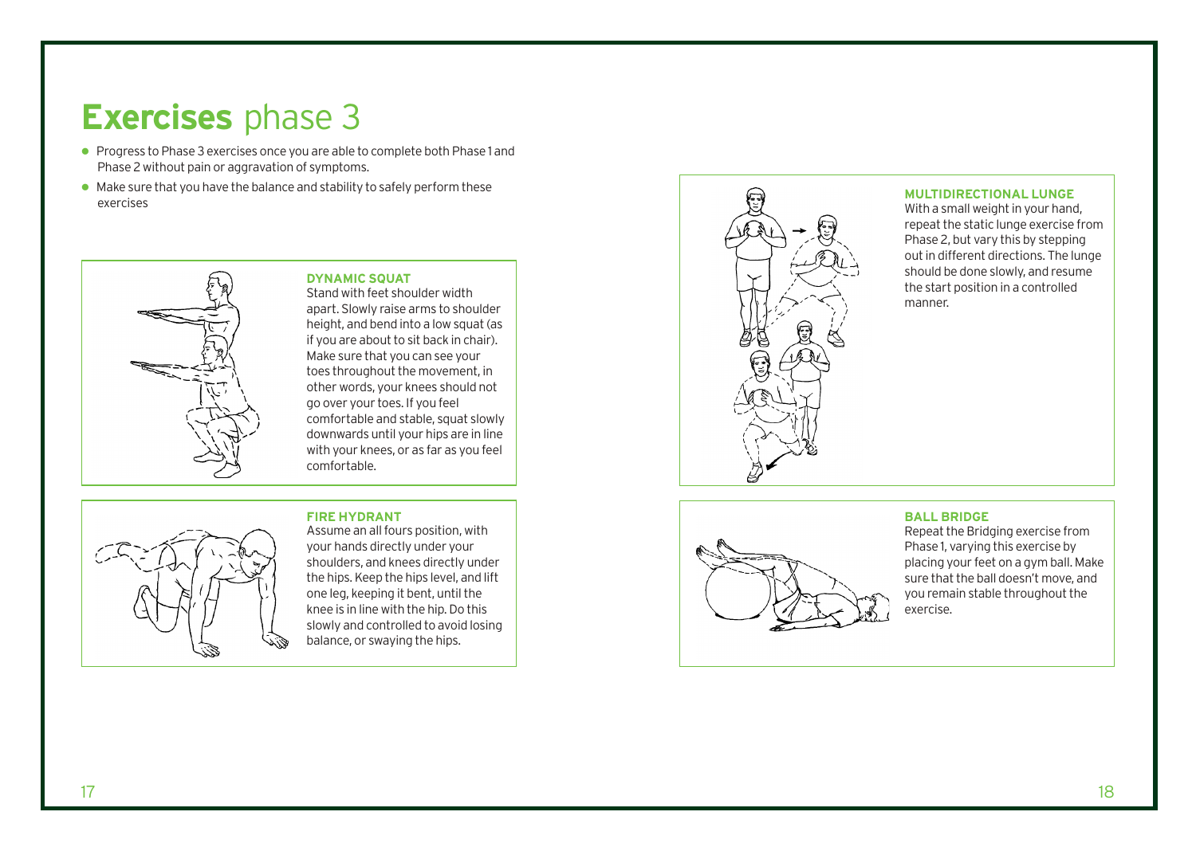# **Exercises** phase 3

- Progress to Phase 3 exercises once you are able to complete both Phase 1 and Phase 2 without pain or aggravation of symptoms.
- Make sure that you have the balance and stability to safely perform these exercises

### DYNAMIC SQUAT

Stand with feet shoulder width apart. Slowly raise arms to shoulder height, and bend into a low squat (as if you are about to sit back in chair). Make sure that you can see your toes throughout the movement, in other words, your knees should not go over your toes. If you feel comfortable and stable, squat slowly downwards until your hips are in line with your knees, or as far as you feel comfortable.

### FIRE HYDRANT

Assume an all fours position, with your hands directly under your shoulders, and knees directly under the hips. Keep the hips level, and lift one leg, keeping it bent, until the knee is in line with the hip. Do this slowly and controlled to avoid losing balance, or swaying the hips.

### MULTIDIRECTIONAL LUNGE

With a small weight in your hand, repeat the static lunge exercise from Phase 2, but vary this by stepping out in different directions. The lunge should be done slowly, and resume the start position in a controlled manner.

### BALL BRIDGE

Repeat the Bridging exercise from Phase 1, varying this exercise by placing your feet on a gym ball. Make sure that the ball doesn't move, and you remain stable throughout the exercise.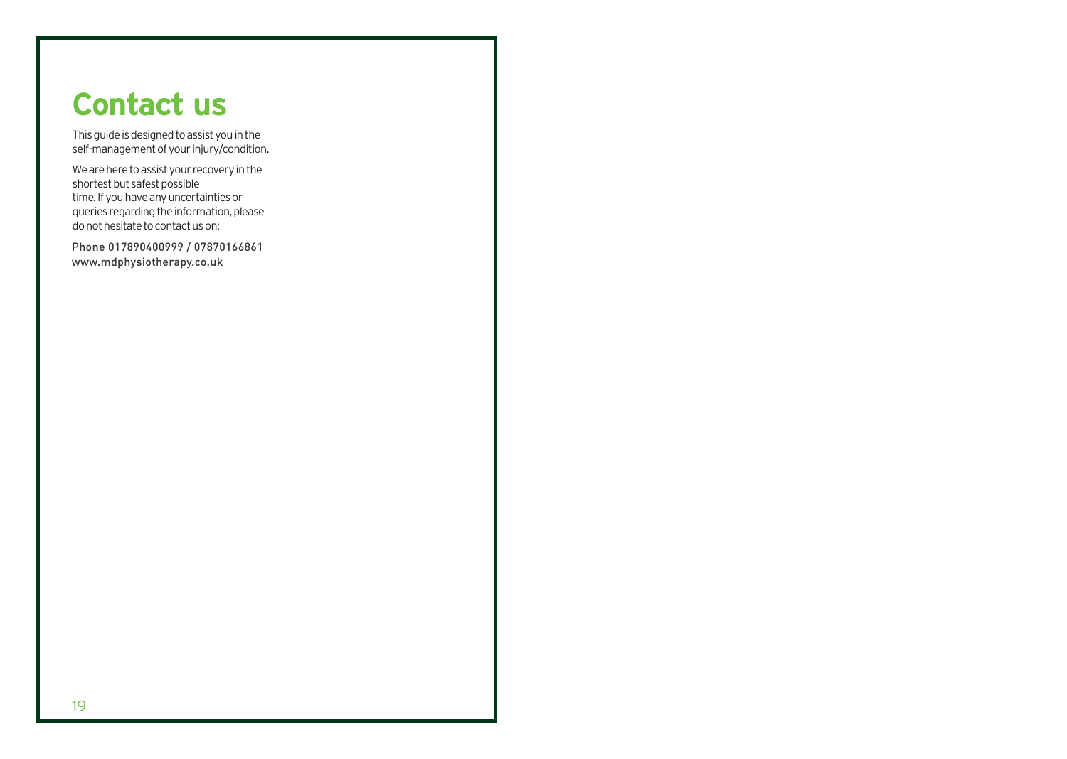# Contact us

This guide is designed to assist you in the self-management of your injury/condition.

We are here to assist your recovery in the shortest but safest possible time. If you have any uncertainties or queries regarding the information, please do not hesitate to contact us on:

Phone 017890400999 / 07870166861
www.mdphysiotherapy.co.uk